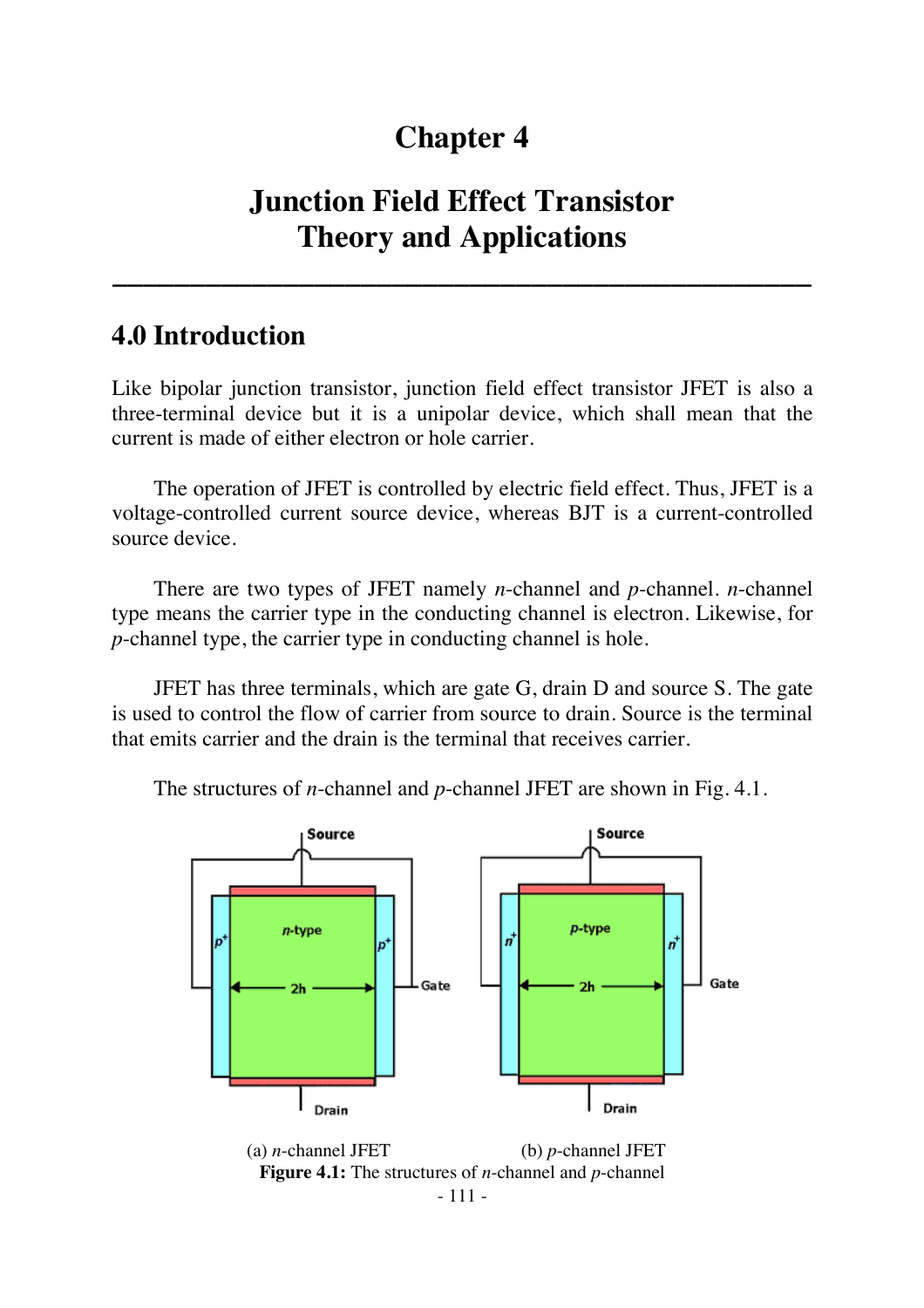# Chapter 4

# Junction Field Effect Transistor Theory and Applications

## 4.0 Introduction

Like bipolar junction transistor, junction field effect transistor JFET is also a three-terminal device but it is a unipolar device, which shall mean that the current is made of either electron or hole carrier.

The operation of JFET is controlled by electric field effect. Thus, JFET is a voltage-controlled current source device, whereas BJT is a current-controlled source device.

There are two types of JFET namely *n*-channel and *p*-channel. *n*-channel type means the carrier type in the conducting channel is electron. Likewise, for *p*-channel type, the carrier type in conducting channel is hole.

JFET has three terminals, which are gate G, drain D and source S. The gate is used to control the flow of carrier from source to drain. Source is the terminal that emits carrier and the drain is the terminal that receives carrier.

The structures of *n*-channel and *p*-channel JFET are shown in Fig. 4.1.

(a) *n*-channel JFET (b) *p*-channel JFET

**Figure 4.1:** The structures of *n*-channel and *p*-channel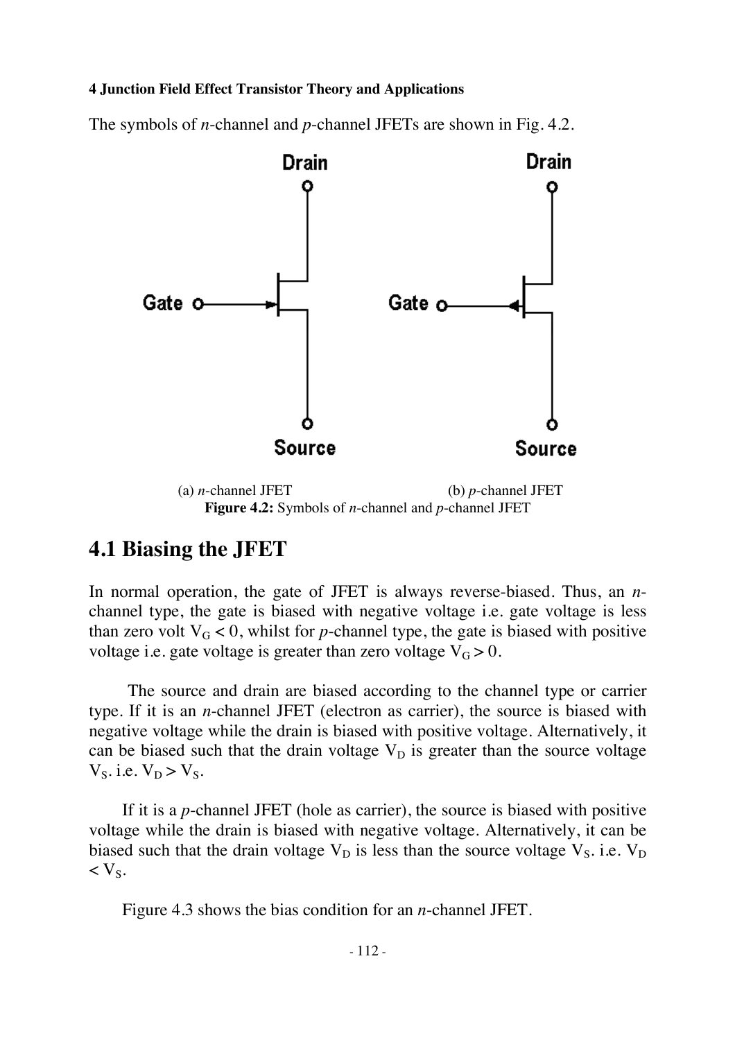The symbols of *n*-channel and *p*-channel JFETs are shown in Fig. 4.2.

(a) *n*-channel JFET (b) *p*-channel JFET

**Figure 4.2:** Symbols of *n*-channel and *p*-channel JFET

# 4.1 Biasing the JFET

In normal operation, the gate of JFET is always reverse-biased. Thus, an *n*-channel type, the gate is biased with negative voltage i.e. gate voltage is less than zero volt $V_G < 0$, whilst for *p*-channel type, the gate is biased with positive voltage i.e. gate voltage is greater than zero voltage $V_G > 0$.

The source and drain are biased according to the channel type or carrier type. If it is an *n*-channel JFET (electron as carrier), the source is biased with negative voltage while the drain is biased with positive voltage. Alternatively, it can be biased such that the drain voltage $V_D$ is greater than the source voltage $V_S$. i.e. $V_D > V_S$.

If it is a *p*-channel JFET (hole as carrier), the source is biased with positive voltage while the drain is biased with negative voltage. Alternatively, it can be biased such that the drain voltage $V_D$ is less than the source voltage $V_S$. i.e. $V_D < V_S$.

Figure 4.3 shows the bias condition for an *n*-channel JFET.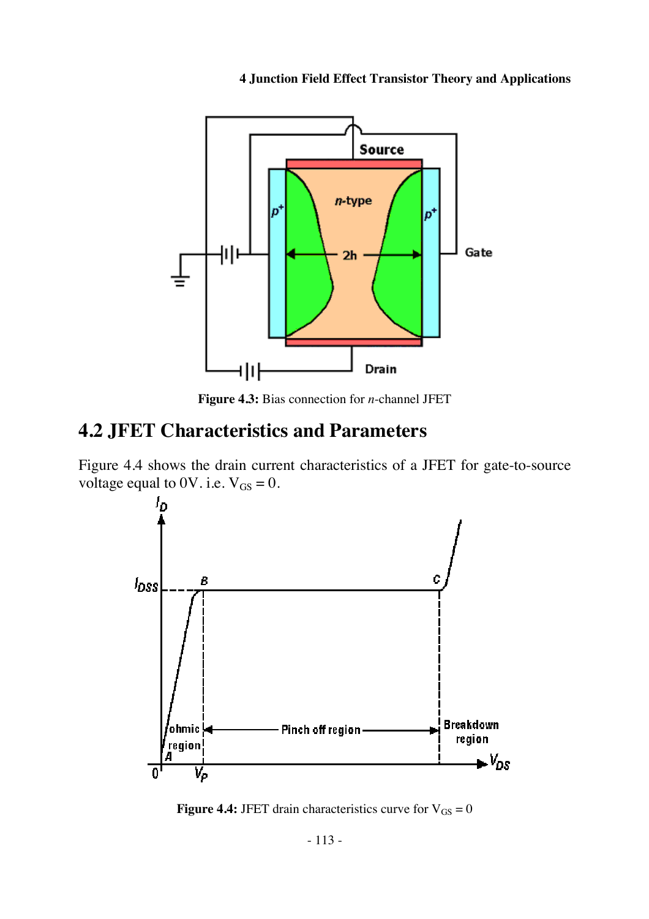**Figure 4.3:** Bias connection for *n*-channel JFET

## 4.2 JFET Characteristics and Parameters

Figure 4.4 shows the drain current characteristics of a JFET for gate-to-source voltage equal to 0V. i.e. $V_{GS} = 0$.

**Figure 4.4:** JFET drain characteristics curve for $V_{GS} = 0$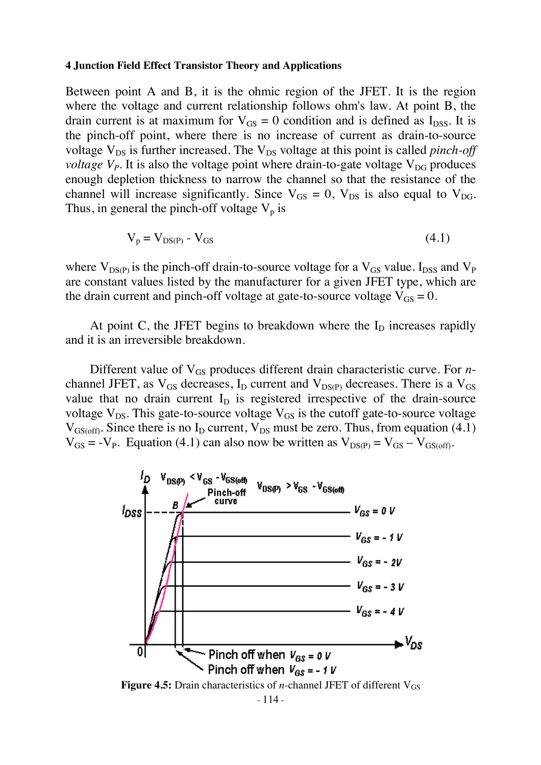Between point A and B, it is the ohmic region of the JFET. It is the region where the voltage and current relationship follows ohm's law. At point B, the drain current is at maximum for $V_{GS} = 0$ condition and is defined as $I_{DSS}$. It is the pinch-off point, where there is no increase of current as drain-to-source voltage $V_{DS}$ is further increased. The $V_{DS}$ voltage at this point is called *pinch-off voltage $V_P$*. It is also the voltage point where drain-to-gate voltage $V_{DG}$ produces enough depletion thickness to narrow the channel so that the resistance of the channel will increase significantly. Since $V_{GS} = 0$, $V_{DS}$ is also equal to $V_{DG}$. Thus, in general the pinch-off voltage $V_p$ is

$$V_p = V_{DS(P)} - V_{GS} \tag{4.1}$$

where $V_{DS(P)}$ is the pinch-off drain-to-source voltage for a $V_{GS}$ value. $I_{DSS}$ and $V_P$ are constant values listed by the manufacturer for a given JFET type, which are the drain current and pinch-off voltage at gate-to-source voltage $V_{GS} = 0$.

At point C, the JFET begins to breakdown where the $I_D$ increases rapidly and it is an irreversible breakdown.

Different value of $V_{GS}$ produces different drain characteristic curve. For *n*-channel JFET, as $V_{GS}$ decreases, $I_D$ current and $V_{DS(P)}$ decreases. There is a $V_{GS}$ value that no drain current $I_D$ is registered irrespective of the drain-source voltage $V_{DS}$. This gate-to-source voltage $V_{GS}$ is the cutoff gate-to-source voltage $V_{GS(off)}$. Since there is no $I_D$ current, $V_{DS}$ must be zero. Thus, from equation (4.1) $V_{GS} = -V_P$. Equation (4.1) can also now be written as $V_{DS(P)} = V_{GS} - V_{GS(off)}$.

**Figure 4.5:** Drain characteristics of *n*-channel JFET of different $V_{GS}$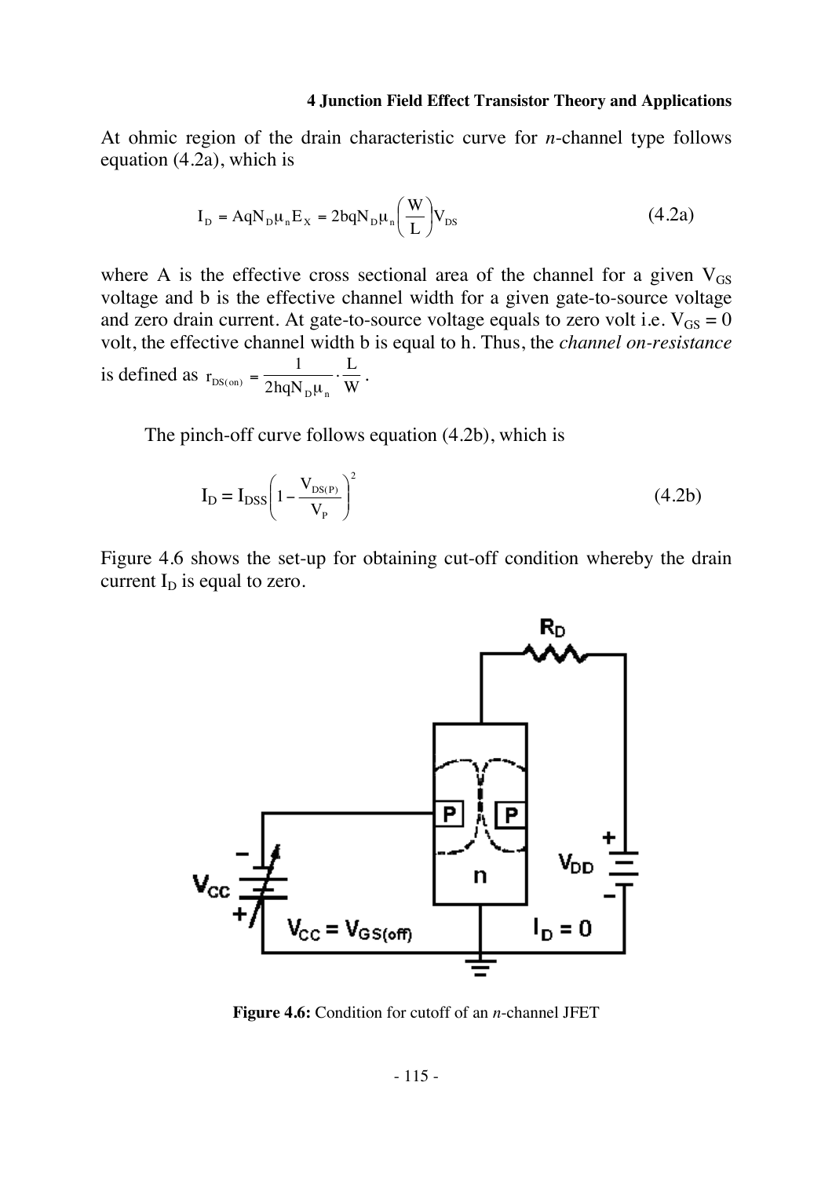At ohmic region of the drain characteristic curve for *n*-channel type follows equation (4.2a), which is

$$I_D = AqN_D\mu_n E_X = 2bqN_D\mu_n\left(\frac{W}{L}\right)V_{DS} \tag{4.2a}$$

where A is the effective cross sectional area of the channel for a given $V_{GS}$ voltage and b is the effective channel width for a given gate-to-source voltage and zero drain current. At gate-to-source voltage equals to zero volt i.e. $V_{GS} = 0$ volt, the effective channel width b is equal to h. Thus, the *channel on-resistance* is defined as $r_{DS(on)} = \frac{1}{2hqN_D\mu_n}\cdot\frac{L}{W}$.

The pinch-off curve follows equation (4.2b), which is

$$I_D = I_{DSS}\left(1-\frac{V_{DS(P)}}{V_P}\right)^2 \tag{4.2b}$$

Figure 4.6 shows the set-up for obtaining cut-off condition whereby the drain current $I_D$ is equal to zero.

**Figure 4.6:** Condition for cutoff of an *n*-channel JFET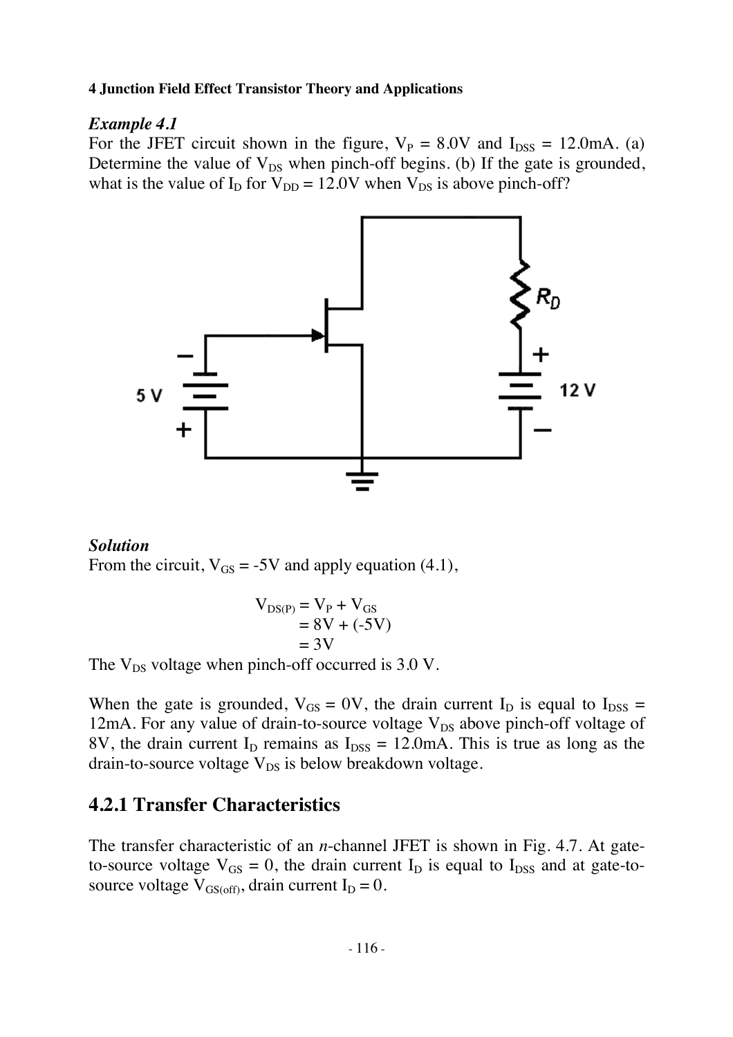### *Example 4.1*

For the JFET circuit shown in the figure, $V_P$ = 8.0V and $I_{DSS}$ = 12.0mA. (a) Determine the value of $V_{DS}$ when pinch-off begins. (b) If the gate is grounded, what is the value of $I_D$ for $V_{DD}$ = 12.0V when $V_{DS}$ is above pinch-off?

### *Solution*

From the circuit, $V_{GS}$ = -5V and apply equation (4.1),

$$
\begin{aligned}
V_{DS(P)} &= V_P + V_{GS} \\
&= 8V + (-5V) \\
&= 3V
\end{aligned}
$$

The $V_{DS}$ voltage when pinch-off occurred is 3.0 V.

When the gate is grounded, $V_{GS}$ = 0V, the drain current $I_D$ is equal to $I_{DSS}$ = 12mA. For any value of drain-to-source voltage $V_{DS}$ above pinch-off voltage of 8V, the drain current $I_D$ remains as $I_{DSS}$ = 12.0mA. This is true as long as the drain-to-source voltage $V_{DS}$ is below breakdown voltage.

## 4.2.1 Transfer Characteristics

The transfer characteristic of an *n*-channel JFET is shown in Fig. 4.7. At gate-to-source voltage $V_{GS}$ = 0, the drain current $I_D$ is equal to $I_{DSS}$ and at gate-to-source voltage $V_{GS(off)}$, drain current $I_D$ = 0.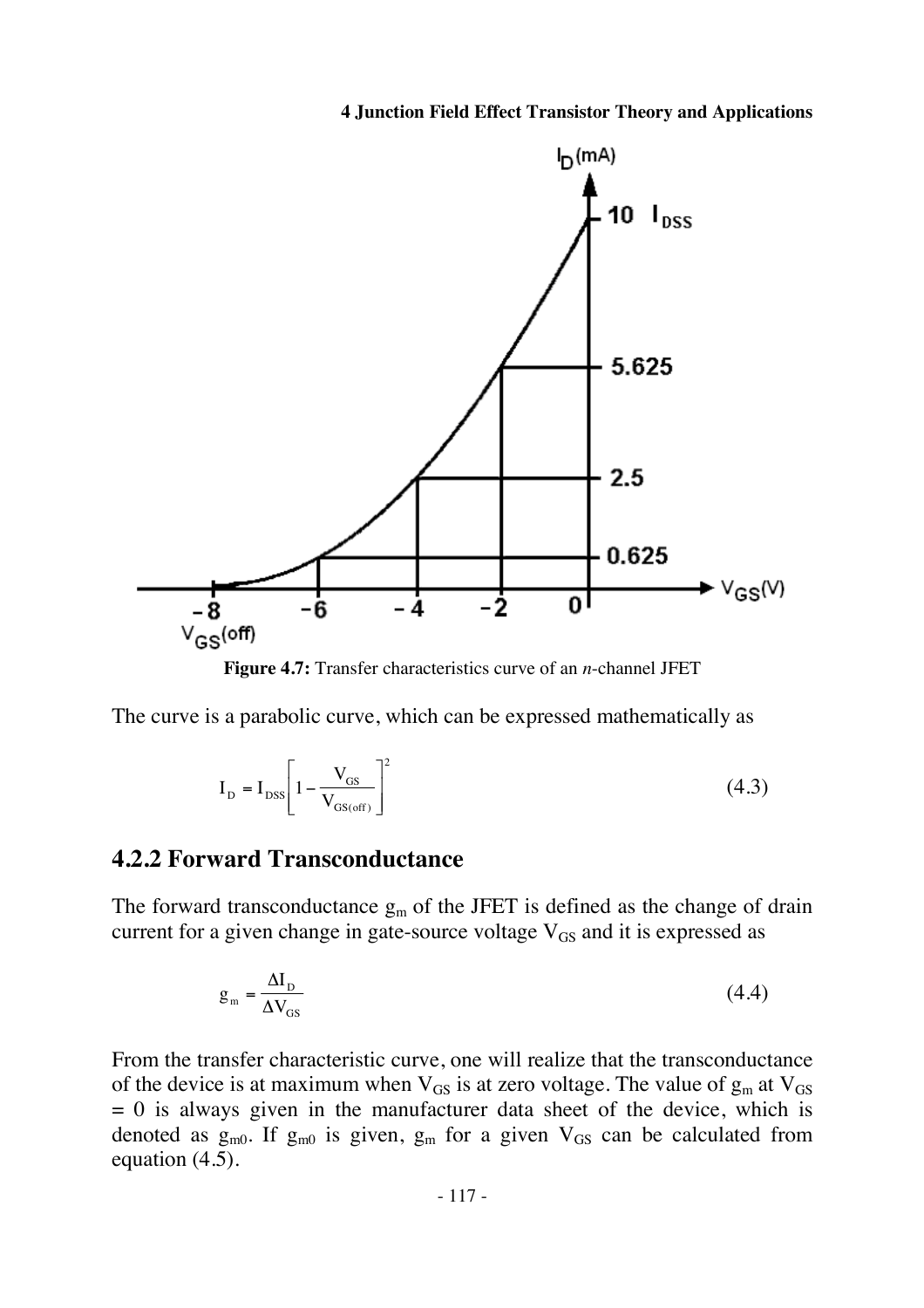**Figure 4.7:** Transfer characteristics curve of an *n*-channel JFET

The curve is a parabolic curve, which can be expressed mathematically as

$$I_D = I_{DSS}\left[1 - \frac{V_{GS}}{V_{GS(off)}}\right]^2 \tag{4.3}$$

## 4.2.2 Forward Transconductance

The forward transconductance $g_m$ of the JFET is defined as the change of drain current for a given change in gate-source voltage $V_{GS}$ and it is expressed as

$$g_m = \frac{\Delta I_D}{\Delta V_{GS}} \tag{4.4}$$

From the transfer characteristic curve, one will realize that the transconductance of the device is at maximum when $V_{GS}$ is at zero voltage. The value of $g_m$ at $V_{GS} = 0$ is always given in the manufacturer data sheet of the device, which is denoted as $g_{m0}$. If $g_{m0}$ is given, $g_m$ for a given $V_{GS}$ can be calculated from equation (4.5).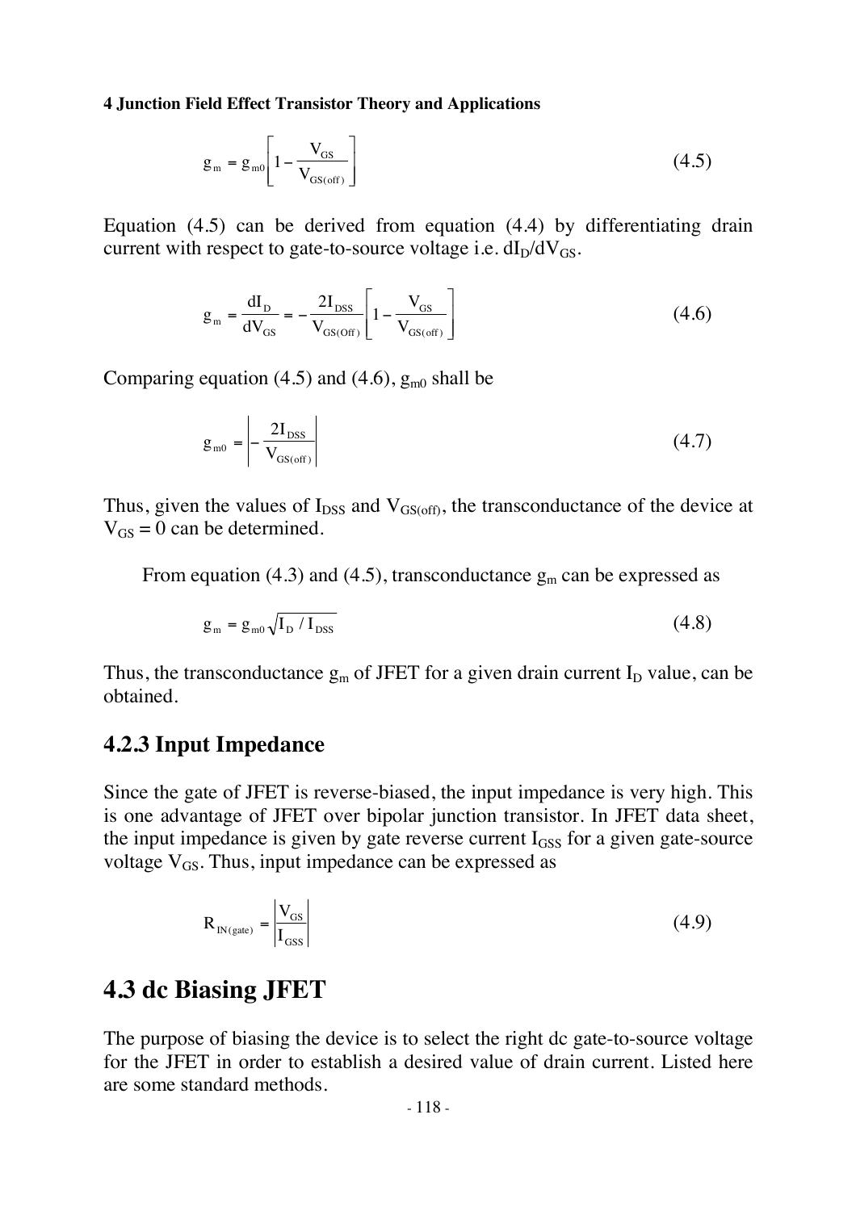$$g_m = g_{m0}\left[1 - \frac{V_{GS}}{V_{GS(off)}}\right] \tag{4.5}$$

Equation (4.5) can be derived from equation (4.4) by differentiating drain current with respect to gate-to-source voltage i.e. $dI_D/dV_{GS}$.

$$g_m = \frac{dI_D}{dV_{GS}} = -\frac{2I_{DSS}}{V_{GS(Off)}}\left[1 - \frac{V_{GS}}{V_{GS(off)}}\right] \tag{4.6}$$

Comparing equation (4.5) and (4.6), $g_{m0}$ shall be

$$g_{m0} = \left|-\frac{2I_{DSS}}{V_{GS(off)}}\right| \tag{4.7}$$

Thus, given the values of $I_{DSS}$ and $V_{GS(off)}$, the transconductance of the device at $V_{GS} = 0$ can be determined.

From equation (4.3) and (4.5), transconductance $g_m$ can be expressed as

$$g_m = g_{m0}\sqrt{I_D / I_{DSS}} \tag{4.8}$$

Thus, the transconductance $g_m$ of JFET for a given drain current $I_D$ value, can be obtained.

### 4.2.3 Input Impedance

Since the gate of JFET is reverse-biased, the input impedance is very high. This is one advantage of JFET over bipolar junction transistor. In JFET data sheet, the input impedance is given by gate reverse current $I_{GSS}$ for a given gate-source voltage $V_{GS}$. Thus, input impedance can be expressed as

$$R_{IN(gate)} = \left|\frac{V_{GS}}{I_{GSS}}\right| \tag{4.9}$$

## 4.3 dc Biasing JFET

The purpose of biasing the device is to select the right dc gate-to-source voltage for the JFET in order to establish a desired value of drain current. Listed here are some standard methods.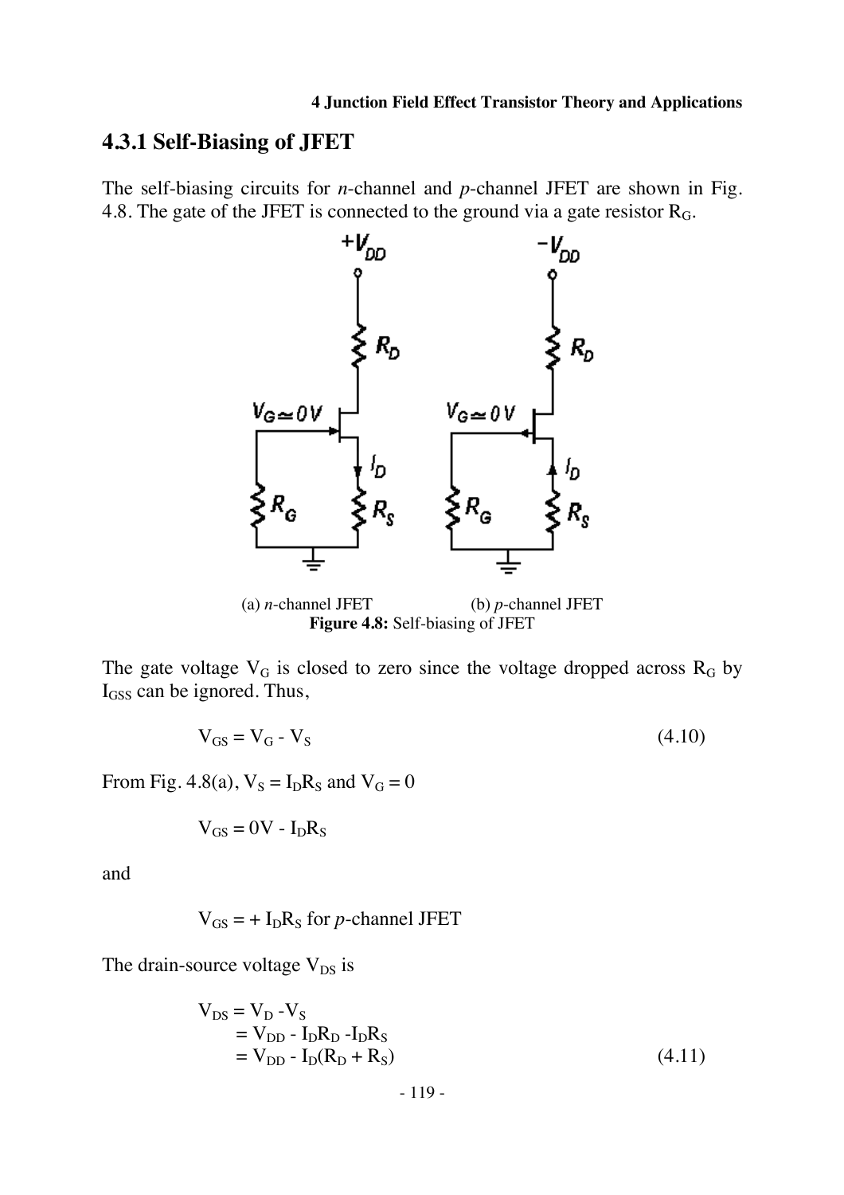## 4.3.1 Self-Biasing of JFET

The self-biasing circuits for *n*-channel and *p*-channel JFET are shown in Fig. 4.8. The gate of the JFET is connected to the ground via a gate resistor $R_G$.

(a) *n*-channel JFET (b) *p*-channel JFET

**Figure 4.8:** Self-biasing of JFET

The gate voltage $V_G$ is closed to zero since the voltage dropped across $R_G$ by $I_{GSS}$ can be ignored. Thus,

$$V_{GS} = V_G - V_S \tag{4.10}$$

From Fig. 4.8(a), $V_S = I_D R_S$ and $V_G = 0$

$$V_{GS} = 0V - I_D R_S$$

and

$$V_{GS} = + I_D R_S \text{ for } p\text{-channel JFET}$$

The drain-source voltage $V_{DS}$ is

$$\begin{aligned} V_{DS} &= V_D - V_S \\ &= V_{DD} - I_D R_D - I_D R_S \\ &= V_{DD} - I_D(R_D + R_S) \end{aligned} \tag{4.11}$$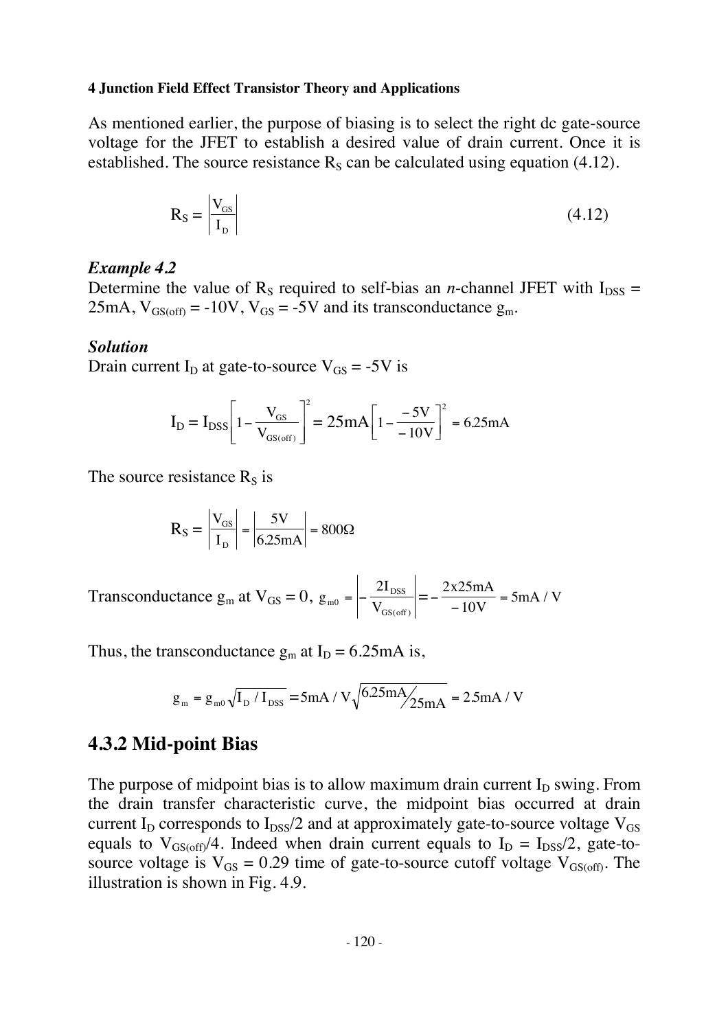As mentioned earlier, the purpose of biasing is to select the right dc gate-source voltage for the JFET to establish a desired value of drain current. Once it is established. The source resistance $R_S$ can be calculated using equation (4.12).

$$R_S = \left|\frac{V_{GS}}{I_D}\right| \tag{4.12}$$

### *Example 4.2*

Determine the value of $R_S$ required to self-bias an *n*-channel JFET with $I_{DSS}$ = 25mA, $V_{GS(off)}$ = -10V, $V_{GS}$ = -5V and its transconductance $g_m$.

### *Solution*

Drain current $I_D$ at gate-to-source $V_{GS}$ = -5V is

$$I_D = I_{DSS}\left[1 - \frac{V_{GS}}{V_{GS(off)}}\right]^2 = 25\text{mA}\left[1 - \frac{-5\text{V}}{-10\text{V}}\right]^2 = 6.25\text{mA}$$

The source resistance $R_S$ is

$$R_S = \left|\frac{V_{GS}}{I_D}\right| = \left|\frac{5\text{V}}{6.25\text{mA}}\right| = 800\Omega$$

Transconductance $g_m$ at $V_{GS} = 0$, $g_{m0} = \left|-\frac{2I_{DSS}}{V_{GS(off)}}\right| = -\frac{2\text{x}25\text{mA}}{-10\text{V}} = 5\text{mA/V}$

Thus, the transconductance $g_m$ at $I_D$ = 6.25mA is,

$$g_m = g_{m0}\sqrt{I_D / I_{DSS}} = 5\text{mA/V}\sqrt{6.25\text{mA}/25\text{mA}} = 2.5\text{mA/V}$$

## 4.3.2 Mid-point Bias

The purpose of midpoint bias is to allow maximum drain current $I_D$ swing. From the drain transfer characteristic curve, the midpoint bias occurred at drain current $I_D$ corresponds to $I_{DSS}/2$ and at approximately gate-to-source voltage $V_{GS}$ equals to $V_{GS(off)}/4$. Indeed when drain current equals to $I_D = I_{DSS}/2$, gate-to-source voltage is $V_{GS}$ = 0.29 time of gate-to-source cutoff voltage $V_{GS(off)}$. The illustration is shown in Fig. 4.9.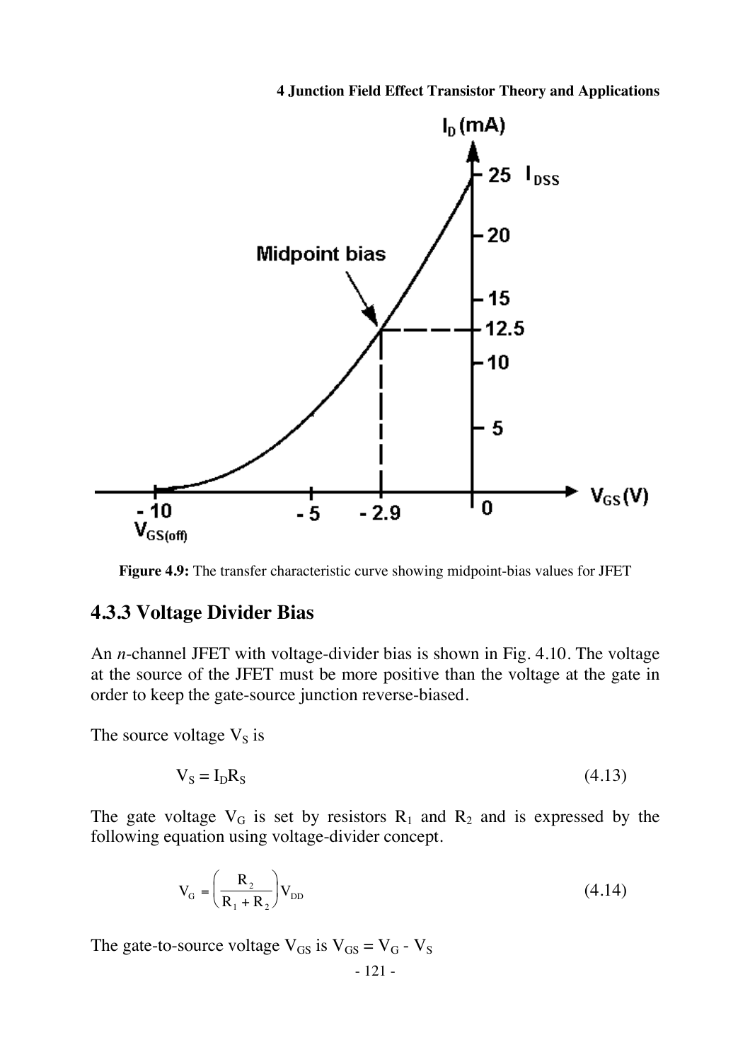**Figure 4.9:** The transfer characteristic curve showing midpoint-bias values for JFET

### 4.3.3 Voltage Divider Bias

An *n*-channel JFET with voltage-divider bias is shown in Fig. 4.10. The voltage at the source of the JFET must be more positive than the voltage at the gate in order to keep the gate-source junction reverse-biased.

The source voltage $V_S$ is

$$V_S = I_D R_S \tag{4.13}$$

The gate voltage $V_G$ is set by resistors $R_1$ and $R_2$ and is expressed by the following equation using voltage-divider concept.

$$V_G = \left(\frac{R_2}{R_1 + R_2}\right) V_{DD} \tag{4.14}$$

The gate-to-source voltage $V_{GS}$ is $V_{GS} = V_G - V_S$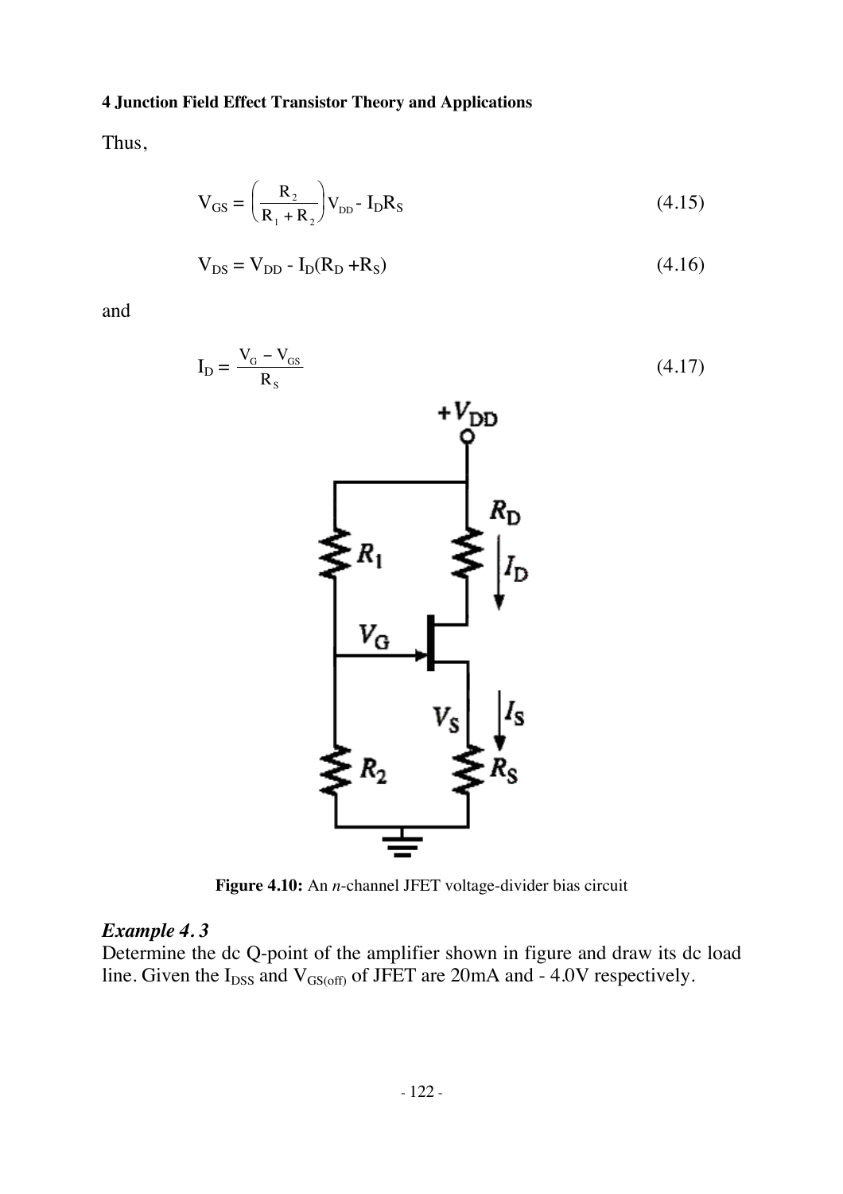Thus,

$$V_{GS} = \left(\frac{R_2}{R_1 + R_2}\right)V_{DD} - I_D R_S \tag{4.15}$$

$$V_{DS} = V_{DD} - I_D(R_D + R_S) \tag{4.16}$$

and

$$I_D = \frac{V_G - V_{GS}}{R_S} \tag{4.17}$$

**Figure 4.10:** An *n*-channel JFET voltage-divider bias circuit

### *Example 4.3*

Determine the dc Q-point of the amplifier shown in figure and draw its dc load line. Given the $I_{DSS}$ and $V_{GS(off)}$ of JFET are 20mA and - 4.0V respectively.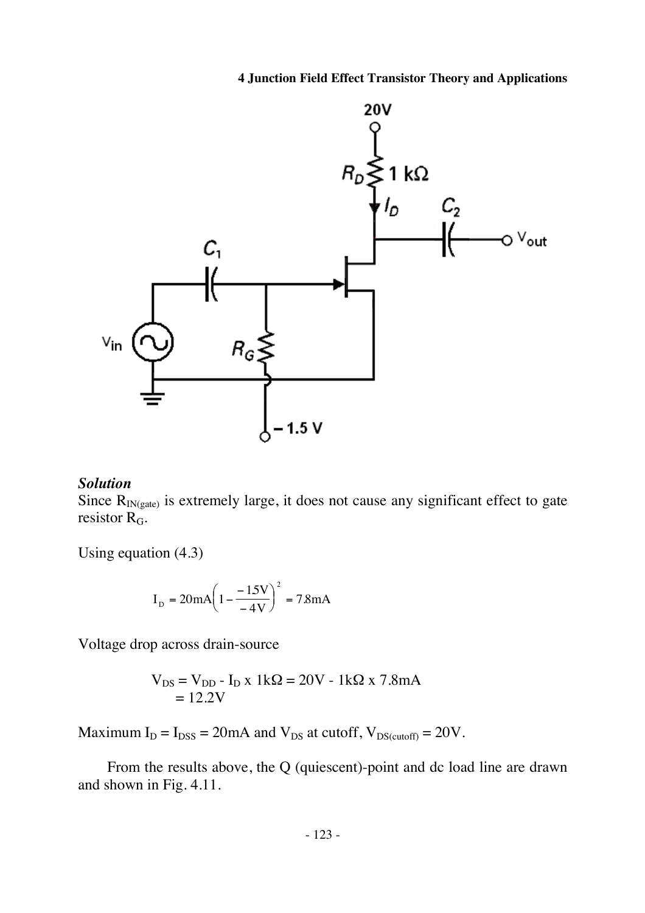### *Solution*

Since $R_{IN(gate)}$ is extremely large, it does not cause any significant effect to gate resistor $R_G$.

Using equation (4.3)

$$I_D = 20\text{mA}\left(1 - \frac{-15\text{V}}{-4\text{V}}\right)^2 = 7.8\text{mA}$$

Voltage drop across drain-source

$$V_{DS} = V_{DD} - I_D \times 1\text{k}\Omega = 20\text{V} - 1\text{k}\Omega \times 7.8\text{mA}$$
$$= 12.2\text{V}$$

Maximum $I_D = I_{DSS} = 20\text{mA}$ and $V_{DS}$ at cutoff, $V_{DS(cutoff)} = 20\text{V}$.

From the results above, the Q (quiescent)-point and dc load line are drawn and shown in Fig. 4.11.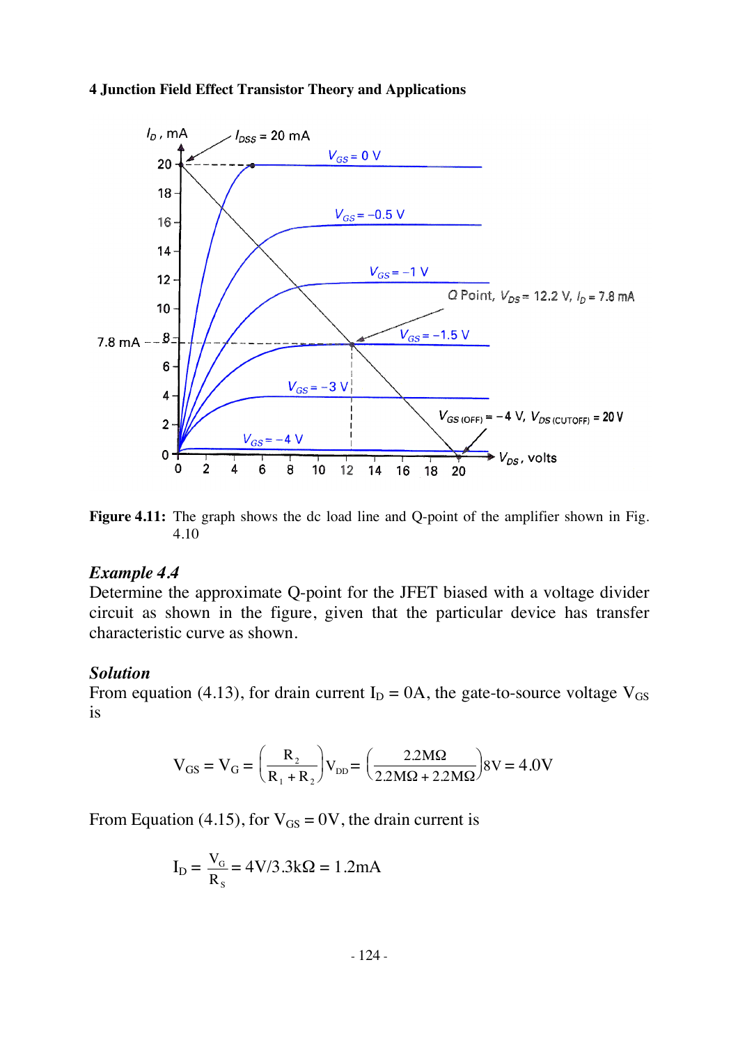Figure 4.11: The graph shows the dc load line and Q-point of the amplifier shown in Fig. 4.10

### *Example 4.4*

Determine the approximate Q-point for the JFET biased with a voltage divider circuit as shown in the figure, given that the particular device has transfer characteristic curve as shown.

### *Solution*

From equation (4.13), for drain current $I_D = 0A$, the gate-to-source voltage $V_{GS}$ is

$$V_{GS} = V_G = \left(\frac{R_2}{R_1 + R_2}\right)V_{DD} = \left(\frac{2.2M\Omega}{2.2M\Omega + 2.2M\Omega}\right)8V = 4.0V$$

From Equation (4.15), for $V_{GS} = 0V$, the drain current is

$$I_D = \frac{V_G}{R_S} = 4V/3.3k\Omega = 1.2mA$$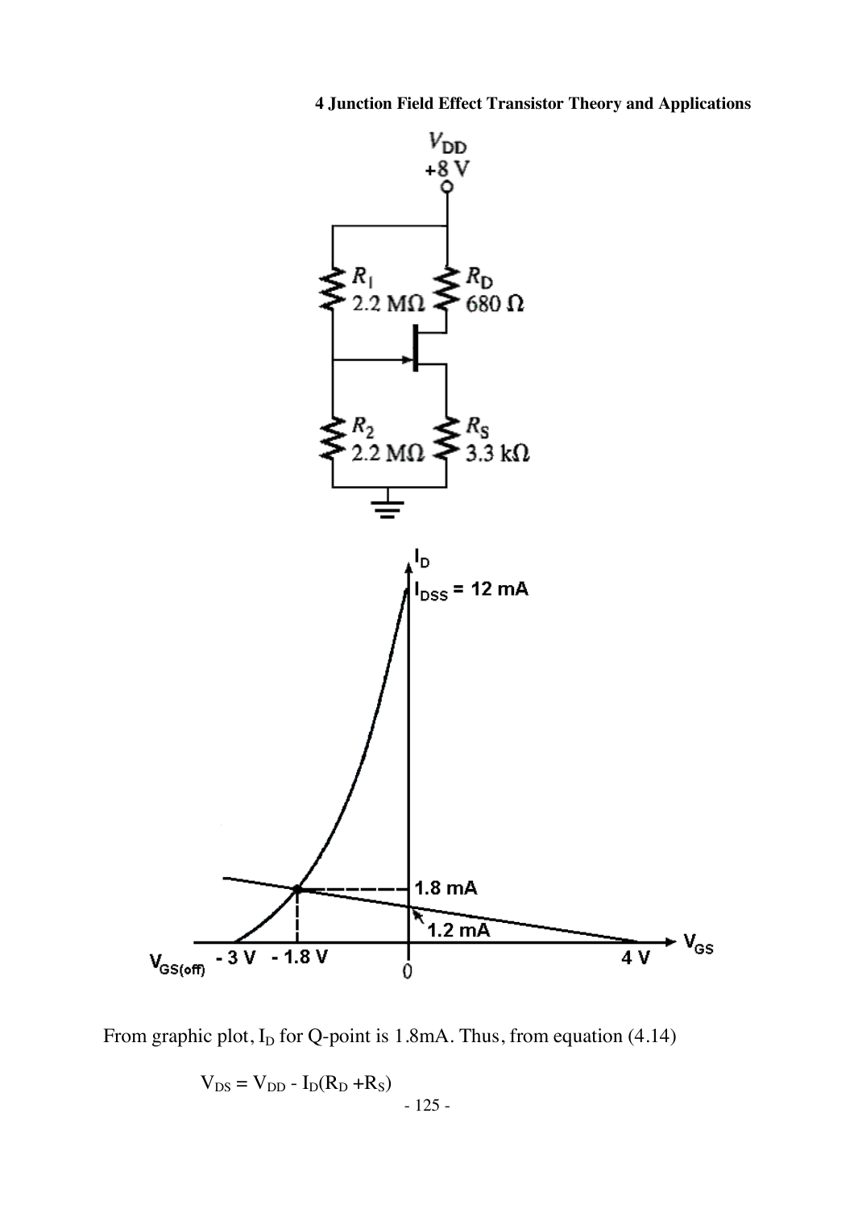From graphic plot, $I_D$ for Q-point is 1.8mA. Thus, from equation (4.14)

$$V_{DS} = V_{DD} - I_D(R_D + R_S)$$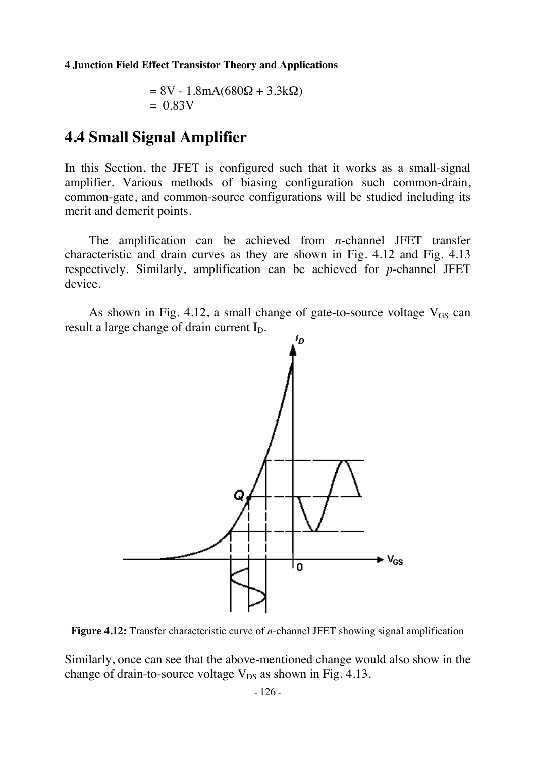$$= 8\text{V} - 1.8\text{mA}(680\Omega + 3.3\text{k}\Omega)$$
$$= 0.83\text{V}$$

## 4.4 Small Signal Amplifier

In this Section, the JFET is configured such that it works as a small-signal amplifier. Various methods of biasing configuration such common-drain, common-gate, and common-source configurations will be studied including its merit and demerit points.

The amplification can be achieved from *n*-channel JFET transfer characteristic and drain curves as they are shown in Fig. 4.12 and Fig. 4.13 respectively. Similarly, amplification can be achieved for *p*-channel JFET device.

As shown in Fig. 4.12, a small change of gate-to-source voltage $V_{GS}$ can result a large change of drain current $I_D$.

**Figure 4.12:** Transfer characteristic curve of *n*-channel JFET showing signal amplification

Similarly, once can see that the above-mentioned change would also show in the change of drain-to-source voltage $V_{DS}$ as shown in Fig. 4.13.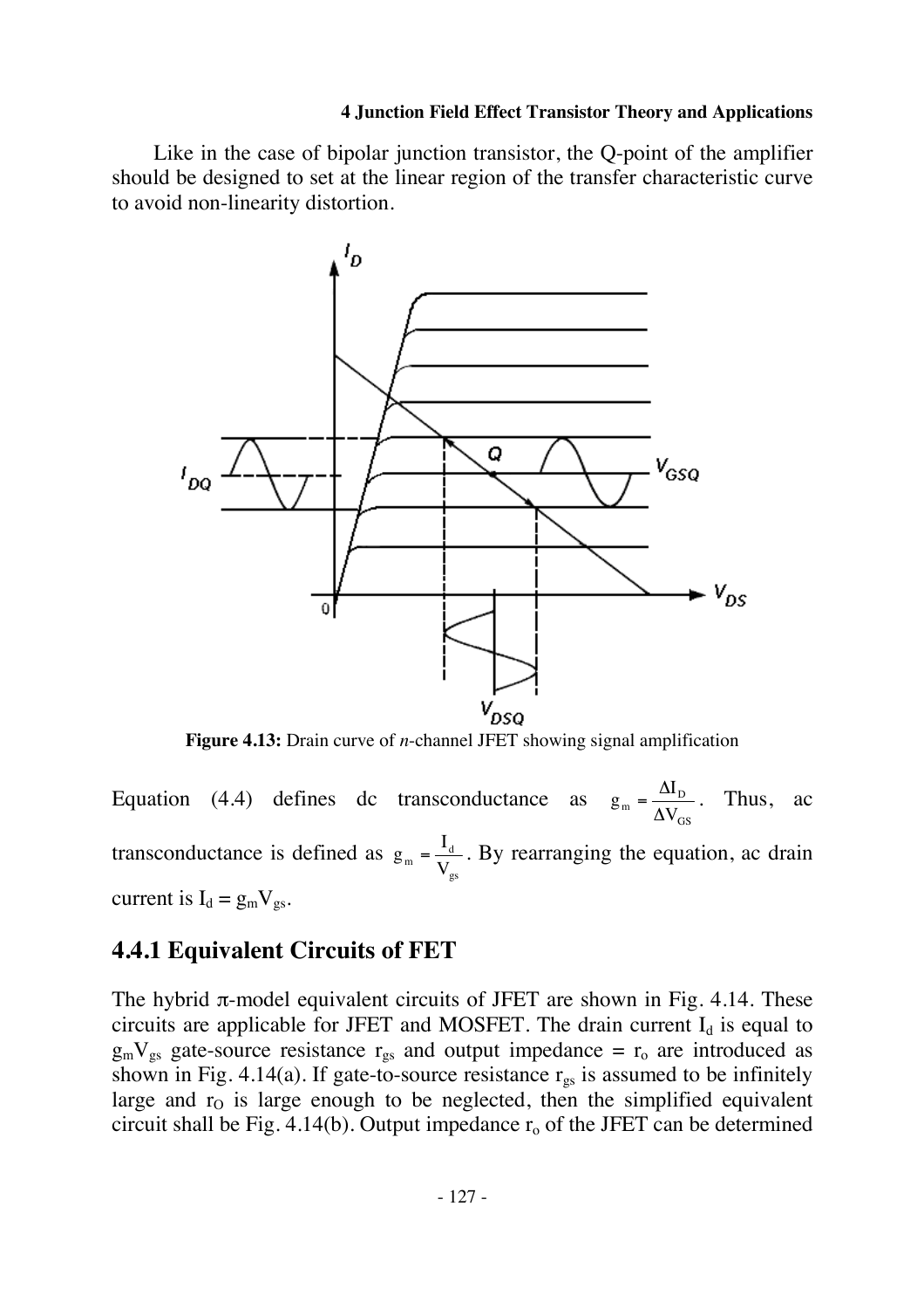Like in the case of bipolar junction transistor, the Q-point of the amplifier should be designed to set at the linear region of the transfer characteristic curve to avoid non-linearity distortion.

**Figure 4.13:** Drain curve of *n*-channel JFET showing signal amplification

Equation (4.4) defines dc transconductance as $g_m = \frac{\Delta I_D}{\Delta V_{GS}}$. Thus, ac transconductance is defined as $g_m = \frac{I_d}{V_{gs}}$. By rearranging the equation, ac drain current is $I_d = g_m V_{gs}$.

## 4.4.1 Equivalent Circuits of FET

The hybrid π-model equivalent circuits of JFET are shown in Fig. 4.14. These circuits are applicable for JFET and MOSFET. The drain current $I_d$ is equal to $g_m V_{gs}$ gate-source resistance $r_{gs}$ and output impedance = $r_o$ are introduced as shown in Fig. 4.14(a). If gate-to-source resistance $r_{gs}$ is assumed to be infinitely large and $r_O$ is large enough to be neglected, then the simplified equivalent circuit shall be Fig. 4.14(b). Output impedance $r_o$ of the JFET can be determined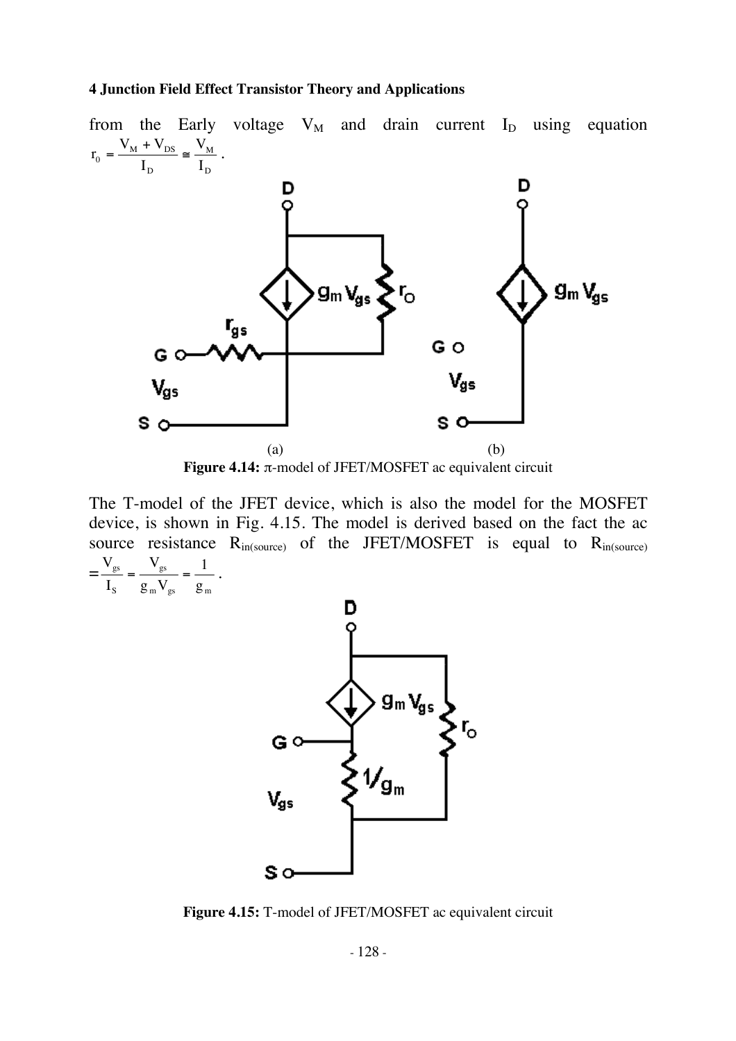from the Early voltage $V_M$ and drain current $I_D$ using equation $r_0 = \frac{V_M + V_{DS}}{I_D} \cong \frac{V_M}{I_D}$ .

(a) (b)

**Figure 4.14:** π-model of JFET/MOSFET ac equivalent circuit

The T-model of the JFET device, which is also the model for the MOSFET device, is shown in Fig. 4.15. The model is derived based on the fact the ac source resistance $R_{in(source)}$ of the JFET/MOSFET is equal to $R_{in(source)} = \frac{V_{gs}}{I_S} = \frac{V_{gs}}{g_m V_{gs}} = \frac{1}{g_m}$ .

**Figure 4.15:** T-model of JFET/MOSFET ac equivalent circuit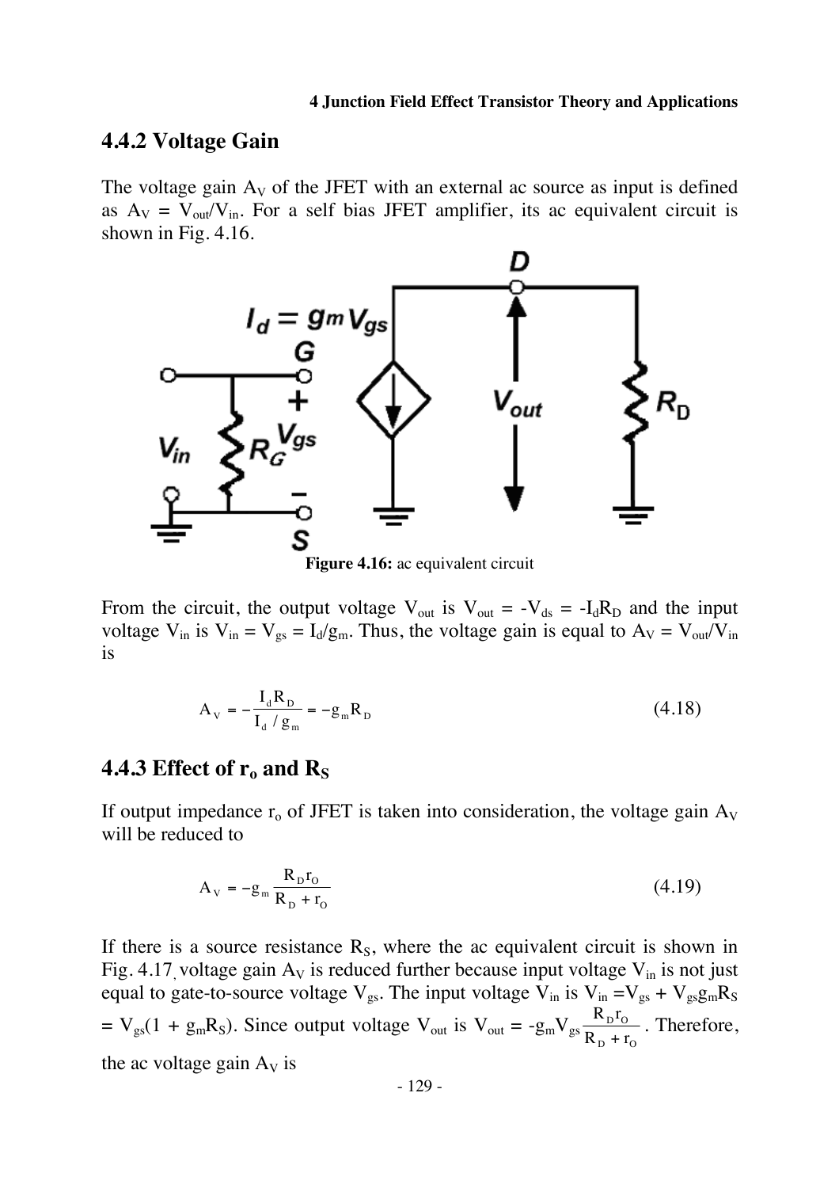## 4.4.2 Voltage Gain

The voltage gain $A_V$ of the JFET with an external ac source as input is defined as $A_V = V_{out}/V_{in}$. For a self bias JFET amplifier, its ac equivalent circuit is shown in Fig. 4.16.

**Figure 4.16:** ac equivalent circuit

From the circuit, the output voltage $V_{out}$ is $V_{out} = -V_{ds} = -I_dR_D$ and the input voltage $V_{in}$ is $V_{in} = V_{gs} = I_d/g_m$. Thus, the voltage gain is equal to $A_V = V_{out}/V_{in}$ is

$$A_V = -\frac{I_d R_D}{I_d / g_m} = -g_m R_D \tag{4.18}$$

## 4.4.3 Effect of $r_o$ and $R_S$

If output impedance $r_o$ of JFET is taken into consideration, the voltage gain $A_V$ will be reduced to

$$A_V = -g_m \frac{R_D r_O}{R_D + r_O} \tag{4.19}$$

If there is a source resistance $R_S$, where the ac equivalent circuit is shown in Fig. 4.17, voltage gain $A_V$ is reduced further because input voltage $V_{in}$ is not just equal to gate-to-source voltage $V_{gs}$. The input voltage $V_{in}$ is $V_{in} = V_{gs} + V_{gs}g_mR_S = V_{gs}(1 + g_mR_S)$. Since output voltage $V_{out}$ is $V_{out} = -g_mV_{gs}\frac{R_D r_O}{R_D + r_O}$. Therefore, the ac voltage gain $A_V$ is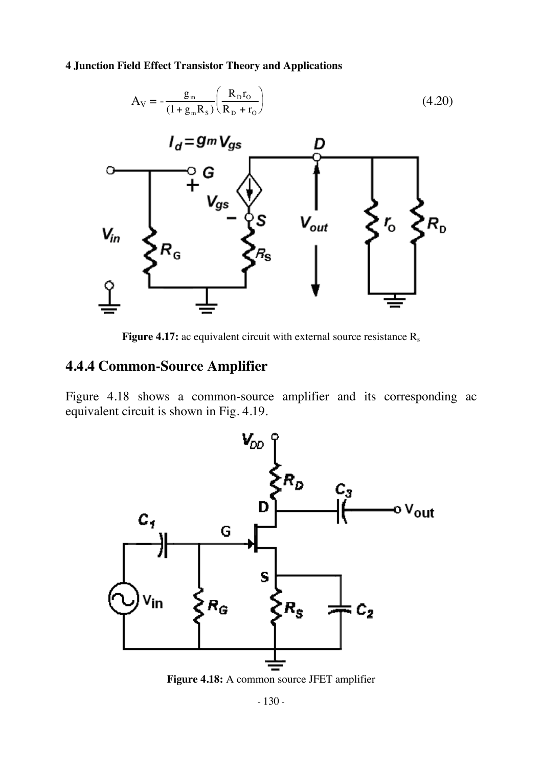$$A_V = -\frac{g_m}{(1 + g_m R_S)}\left(\frac{R_D r_O}{R_D + r_O}\right) \tag{4.20}$$

**Figure 4.17:** ac equivalent circuit with external source resistance $R_s$

## 4.4.4 Common-Source Amplifier

Figure 4.18 shows a common-source amplifier and its corresponding ac equivalent circuit is shown in Fig. 4.19.

**Figure 4.18:** A common source JFET amplifier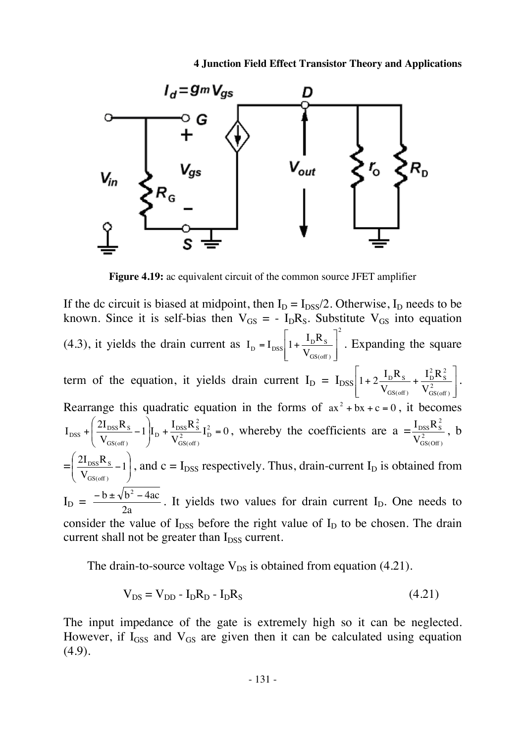Figure 4.19: ac equivalent circuit of the common source JFET amplifier

If the dc circuit is biased at midpoint, then $I_D = I_{DSS}/2$. Otherwise, $I_D$ needs to be known. Since it is self-bias then $V_{GS} = - I_D R_S$. Substitute $V_{GS}$ into equation (4.3), it yields the drain current as $I_D = I_{DSS}\left[1 + \frac{I_D R_S}{V_{GS(off)}}\right]^2$. Expanding the square term of the equation, it yields drain current $I_D = I_{DSS}\left[1 + 2\frac{I_D R_S}{V_{GS(off)}} + \frac{I_D^2 R_S^2}{V_{GS(off)}^2}\right]$. Rearrange this quadratic equation in the forms of $ax^2 + bx + c = 0$, it becomes $I_{DSS} + \left(\frac{2I_{DSS}R_S}{V_{GS(off)}} - 1\right)I_D + \frac{I_{DSS}R_S^2}{V_{GS(off)}^2}I_D^2 = 0$, whereby the coefficients are a $= \frac{I_{DSS}R_S^2}{V_{GS(Off)}^2}$, b $= \left(\frac{2I_{DSS}R_S}{V_{GS(off)}} - 1\right)$, and c = $I_{DSS}$ respectively. Thus, drain-current $I_D$ is obtained from $I_D = \frac{-b \pm \sqrt{b^2 - 4ac}}{2a}$. It yields two values for drain current $I_D$. One needs to consider the value of $I_{DSS}$ before the right value of $I_D$ to be chosen. The drain current shall not be greater than $I_{DSS}$ current.

The drain-to-source voltage $V_{DS}$ is obtained from equation (4.21).

$$V_{DS} = V_{DD} - I_D R_D - I_D R_S \quad (4.21)$$

The input impedance of the gate is extremely high so it can be neglected. However, if $I_{GSS}$ and $V_{GS}$ are given then it can be calculated using equation (4.9).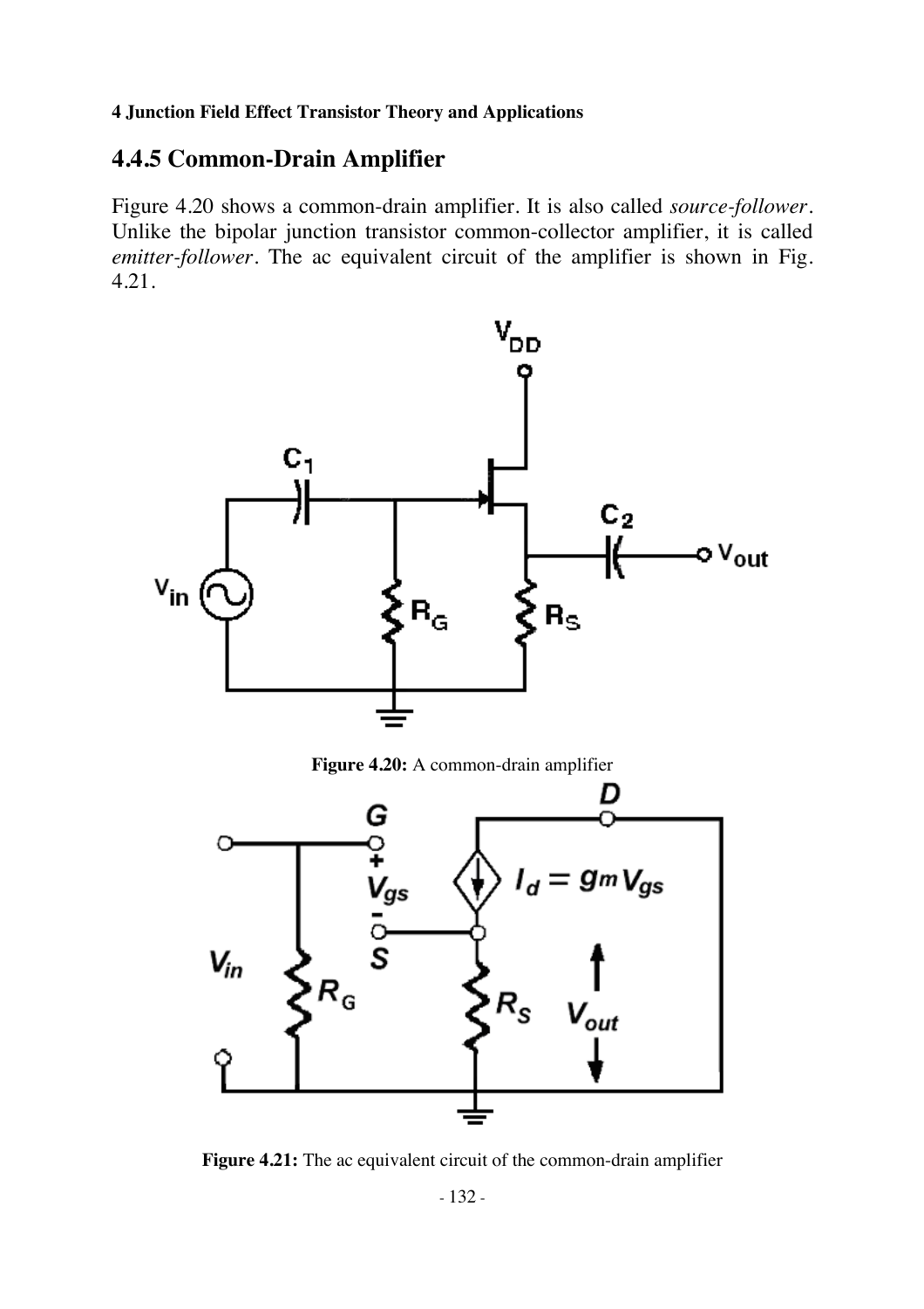## 4.4.5 Common-Drain Amplifier

Figure 4.20 shows a common-drain amplifier. It is also called *source-follower*. Unlike the bipolar junction transistor common-collector amplifier, it is called *emitter-follower*. The ac equivalent circuit of the amplifier is shown in Fig. 4.21.

**Figure 4.20:** A common-drain amplifier

**Figure 4.21:** The ac equivalent circuit of the common-drain amplifier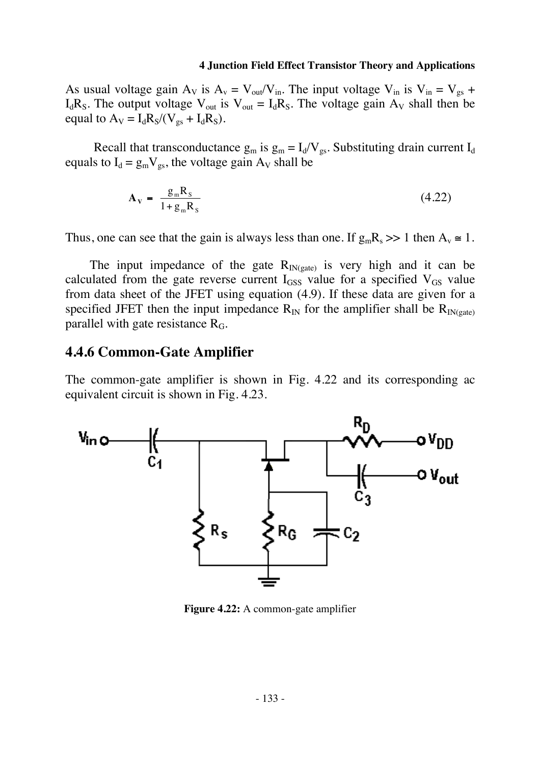As usual voltage gain $A_V$ is $A_v = V_{out}/V_{in}$. The input voltage $V_{in}$ is $V_{in} = V_{gs} + I_dR_S$. The output voltage $V_{out}$ is $V_{out} = I_dR_S$. The voltage gain $A_V$ shall then be equal to $A_V = I_dR_S/(V_{gs} + I_dR_S)$.

Recall that transconductance $g_m$ is $g_m = I_d/V_{gs}$. Substituting drain current $I_d$ equals to $I_d = g_mV_{gs}$, the voltage gain $A_V$ shall be

$$\mathbf{A_V} = \frac{g_m R_S}{1 + g_m R_S} \tag{4.22}$$

Thus, one can see that the gain is always less than one. If $g_mR_s >> 1$ then $A_v \cong 1$.

The input impedance of the gate $R_{IN(gate)}$ is very high and it can be calculated from the gate reverse current $I_{GSS}$ value for a specified $V_{GS}$ value from data sheet of the JFET using equation (4.9). If these data are given for a specified JFET then the input impedance $R_{IN}$ for the amplifier shall be $R_{IN(gate)}$ parallel with gate resistance $R_G$.

## 4.4.6 Common-Gate Amplifier

The common-gate amplifier is shown in Fig. 4.22 and its corresponding ac equivalent circuit is shown in Fig. 4.23.

**Figure 4.22:** A common-gate amplifier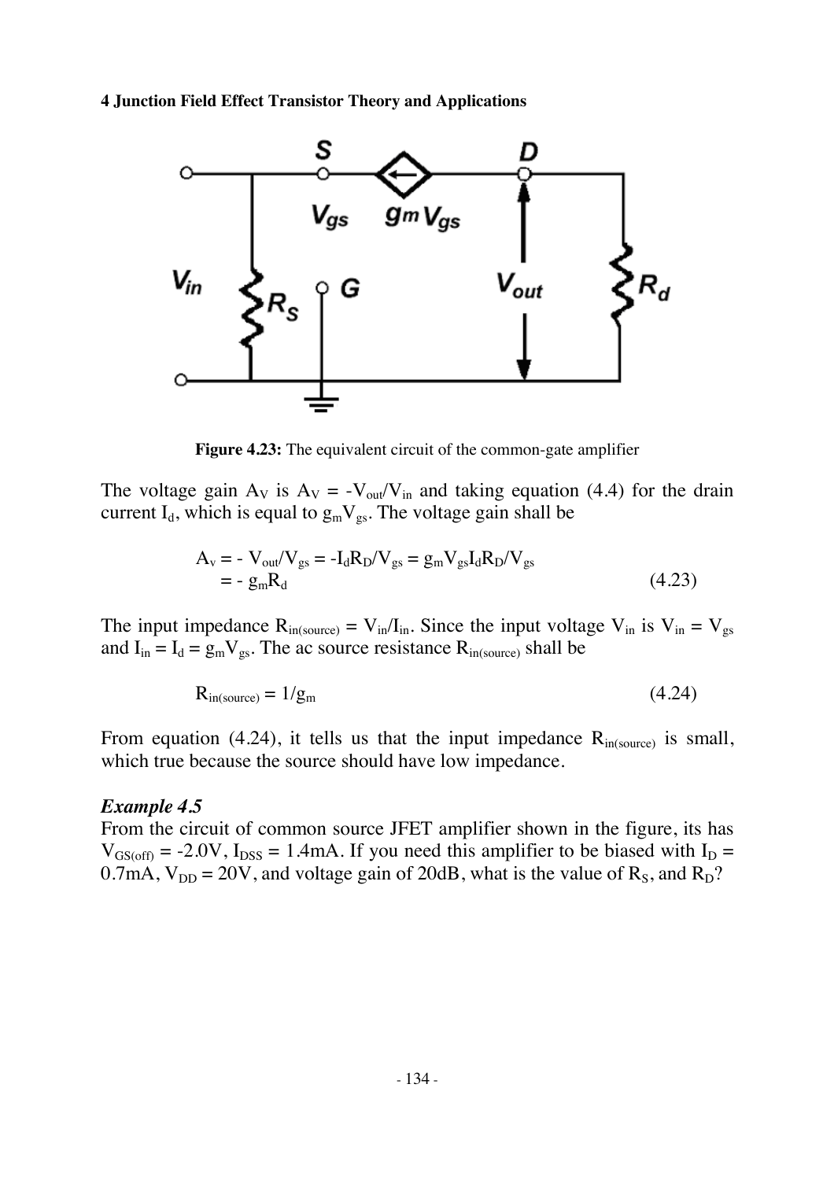Figure 4.23: The equivalent circuit of the common-gate amplifier

The voltage gain $A_V$ is $A_V = -V_{out}/V_{in}$ and taking equation (4.4) for the drain current $I_d$, which is equal to $g_mV_{gs}$. The voltage gain shall be

$$A_v = -V_{out}/V_{gs} = -I_dR_D/V_{gs} = g_mV_{gs}I_dR_D/V_{gs}$$
$$= -g_mR_d \quad (4.23)$$

The input impedance $R_{in(source)} = V_{in}/I_{in}$. Since the input voltage $V_{in}$ is $V_{in} = V_{gs}$ and $I_{in} = I_d = g_mV_{gs}$. The ac source resistance $R_{in(source)}$ shall be

$$R_{in(source)} = 1/g_m \quad (4.24)$$

From equation (4.24), it tells us that the input impedance $R_{in(source)}$ is small, which true because the source should have low impedance.

***Example 4.5***

From the circuit of common source JFET amplifier shown in the figure, its has $V_{GS(off)} = -2.0V$, $I_{DSS} = 1.4mA$. If you need this amplifier to be biased with $I_D = 0.7mA$, $V_{DD} = 20V$, and voltage gain of 20dB, what is the value of $R_S$, and $R_D$?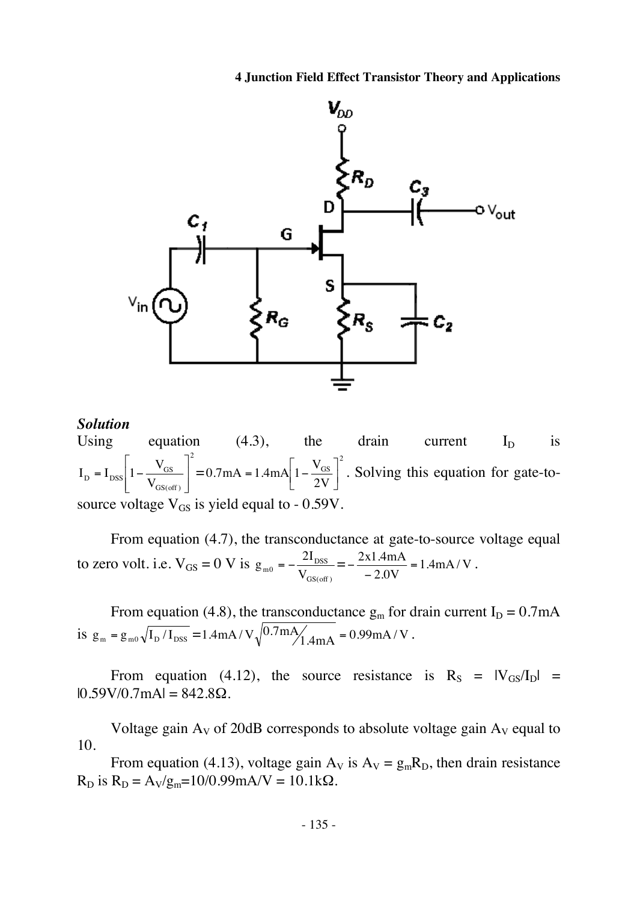## *Solution*

Using equation (4.3), the drain current $I_D$ is $I_D = I_{DSS}\left[1 - \frac{V_{GS}}{V_{GS(off)}}\right]^2 = 0.7\text{mA} = 1.4\text{mA}\left[1 - \frac{V_{GS}}{2V}\right]^2$. Solving this equation for gate-to-source voltage $V_{GS}$ is yield equal to - 0.59V.

From equation (4.7), the transconductance at gate-to-source voltage equal to zero volt. i.e. $V_{GS}$ = 0 V is $g_{m0} = -\frac{2I_{DSS}}{V_{GS(off)}} = -\frac{2x1.4\text{mA}}{-2.0\text{V}} = 1.4\text{mA/V}$.

From equation (4.8), the transconductance $g_m$ for drain current $I_D$ = 0.7mA is $g_m = g_{m0}\sqrt{I_D / I_{DSS}} = 1.4\text{mA/V}\sqrt{0.7\text{mA}/1.4\text{mA}} = 0.99\text{mA/V}$.

From equation (4.12), the source resistance is $R_S = |V_{GS}/I_D| = |0.59\text{V}/0.7\text{mA}| = 842.8\Omega$.

Voltage gain $A_V$ of 20dB corresponds to absolute voltage gain $A_V$ equal to 10.

From equation (4.13), voltage gain $A_V$ is $A_V = g_m R_D$, then drain resistance $R_D$ is $R_D = A_V/g_m$=10/0.99mA/V = 10.1kΩ.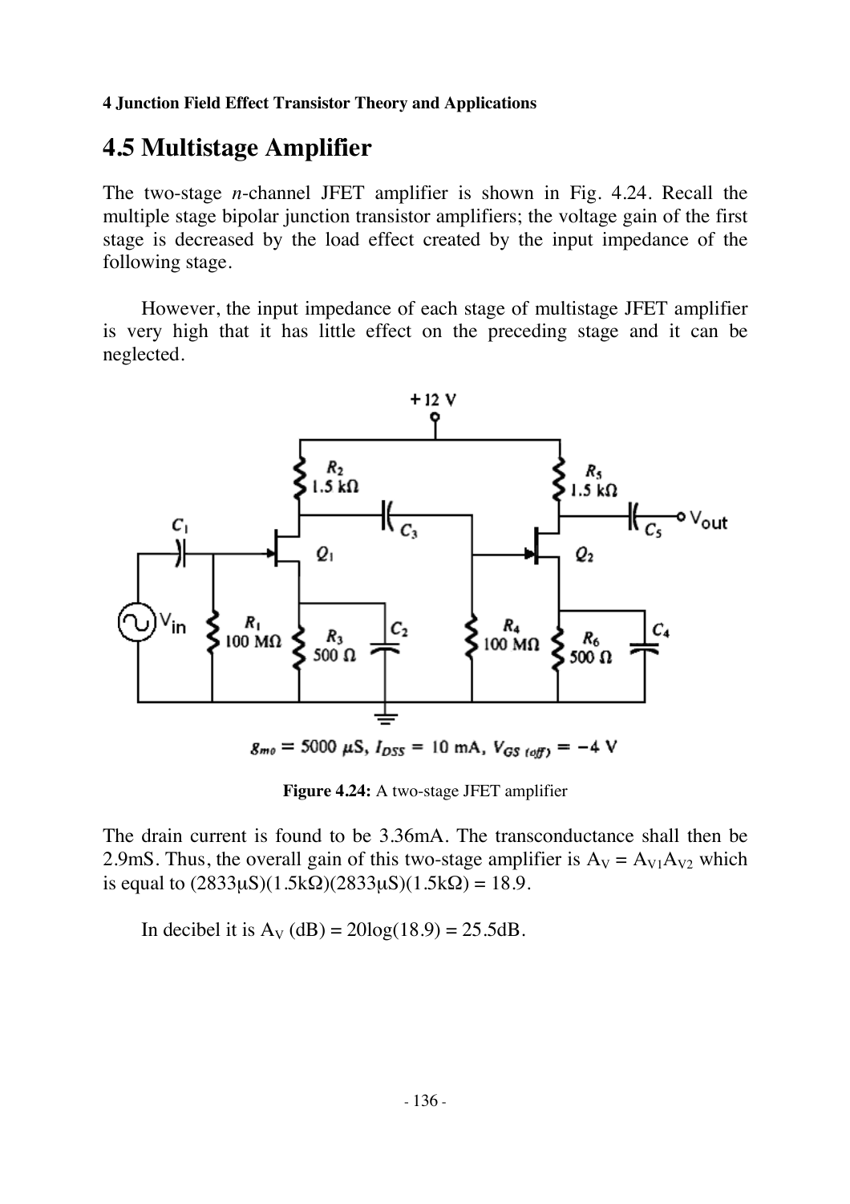## 4.5 Multistage Amplifier

The two-stage *n*-channel JFET amplifier is shown in Fig. 4.24. Recall the multiple stage bipolar junction transistor amplifiers; the voltage gain of the first stage is decreased by the load effect created by the input impedance of the following stage.

However, the input impedance of each stage of multistage JFET amplifier is very high that it has little effect on the preceding stage and it can be neglected.

$g_{mo} = 5000\ \mu S$, $I_{DSS} = 10\ mA$, $V_{GS\,(off)} = -4\ V$

**Figure 4.24:** A two-stage JFET amplifier

The drain current is found to be 3.36mA. The transconductance shall then be 2.9mS. Thus, the overall gain of this two-stage amplifier is $A_V = A_{V1}A_{V2}$ which is equal to $(2833\mu S)(1.5k\Omega)(2833\mu S)(1.5k\Omega) = 18.9$.

In decibel it is $A_V\ (dB) = 20\log(18.9) = 25.5dB$.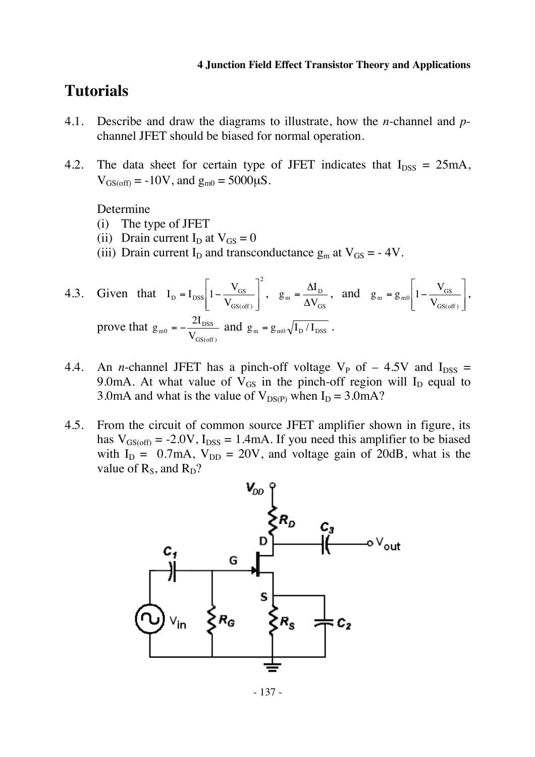# Tutorials

4.1. Describe and draw the diagrams to illustrate, how the *n*-channel and *p*-channel JFET should be biased for normal operation.

4.2. The data sheet for certain type of JFET indicates that $I_{DSS}$ = 25mA, $V_{GS(off)}$ = -10V, and $g_{m0}$ = 5000μS.

Determine
(i) The type of JFET
(ii) Drain current $I_D$ at $V_{GS} = 0$
(iii) Drain current $I_D$ and transconductance $g_m$ at $V_{GS}$ = - 4V.

4.3. Given that $I_D = I_{DSS}\left[1 - \frac{V_{GS}}{V_{GS(off)}}\right]^2$, $g_m = \frac{\Delta I_D}{\Delta V_{GS}}$, and $g_m = g_{m0}\left[1 - \frac{V_{GS}}{V_{GS(off)}}\right]$, prove that $g_{m0} = -\frac{2I_{DSS}}{V_{GS(off)}}$ and $g_m = g_{m0}\sqrt{I_D / I_{DSS}}$.

4.4. An *n*-channel JFET has a pinch-off voltage $V_P$ of – 4.5V and $I_{DSS}$ = 9.0mA. At what value of $V_{GS}$ in the pinch-off region will $I_D$ equal to 3.0mA and what is the value of $V_{DS(P)}$ when $I_D$ = 3.0mA?

4.5. From the circuit of common source JFET amplifier shown in figure, its has $V_{GS(off)}$ = -2.0V, $I_{DSS}$ = 1.4mA. If you need this amplifier to be biased with $I_D$ = 0.7mA, $V_{DD}$ = 20V, and voltage gain of 20dB, what is the value of $R_S$, and $R_D$?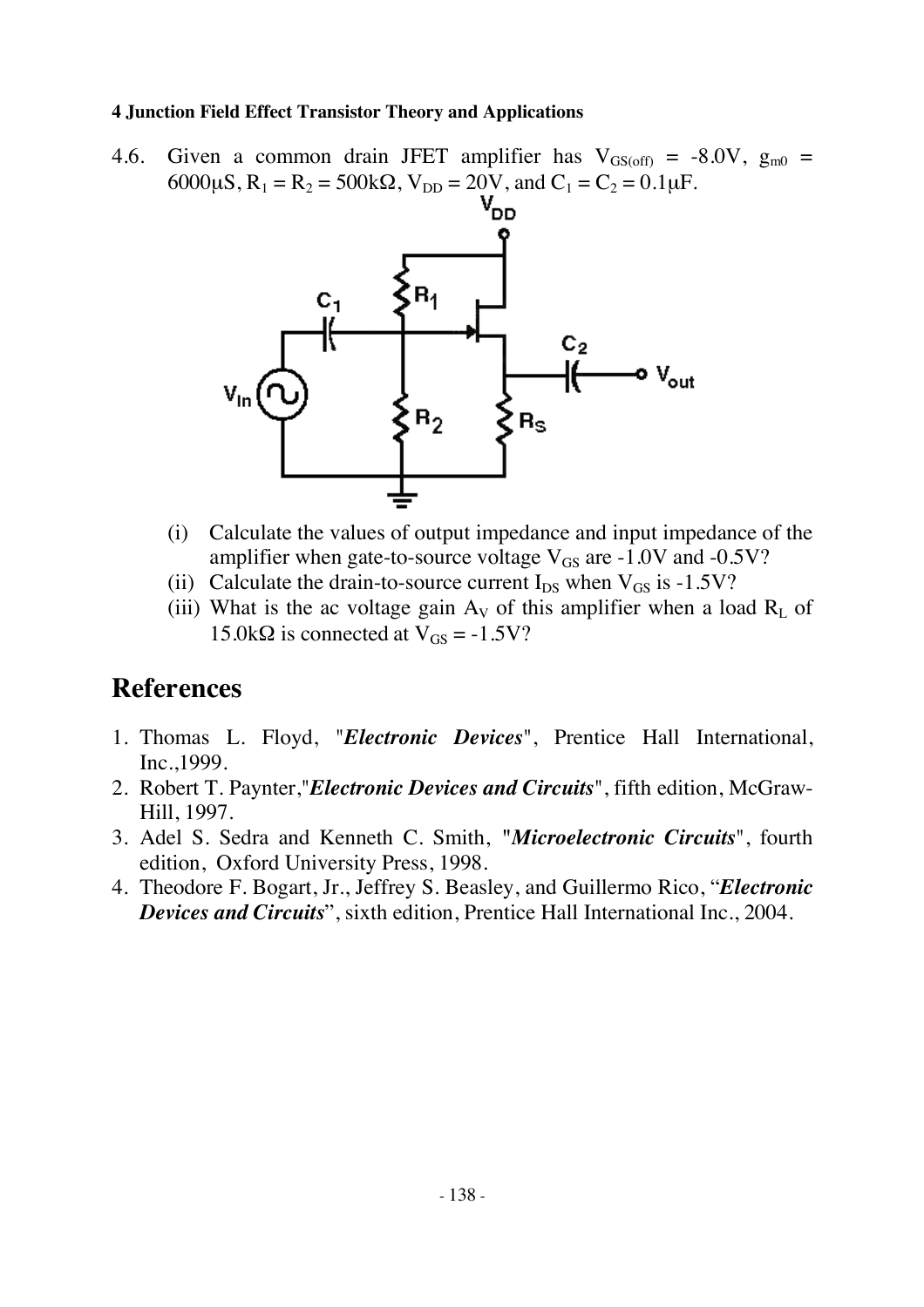4.6. Given a common drain JFET amplifier has $V_{GS(off)}$ = -8.0V, $g_{m0}$ = 6000μS, $R_1 = R_2$ = 500kΩ, $V_{DD}$ = 20V, and $C_1 = C_2$ = 0.1μF.

$V_{DD}$

$C_1$

$R_1$

$C_2$

$V_{out}$

$V_{in}$

$R_2$

$R_S$

(i) Calculate the values of output impedance and input impedance of the amplifier when gate-to-source voltage $V_{GS}$ are -1.0V and -0.5V?

(ii) Calculate the drain-to-source current $I_{DS}$ when $V_{GS}$ is -1.5V?

(iii) What is the ac voltage gain $A_V$ of this amplifier when a load $R_L$ of 15.0kΩ is connected at $V_{GS}$ = -1.5V?

## References

1. Thomas L. Floyd, "***Electronic Devices***", Prentice Hall International, Inc.,1999.
2. Robert T. Paynter,"***Electronic Devices and Circuits***", fifth edition, McGraw-Hill, 1997.
3. Adel S. Sedra and Kenneth C. Smith, "***Microelectronic Circuits***", fourth edition, Oxford University Press, 1998.
4. Theodore F. Bogart, Jr., Jeffrey S. Beasley, and Guillermo Rico, "***Electronic Devices and Circuits***", sixth edition, Prentice Hall International Inc., 2004.